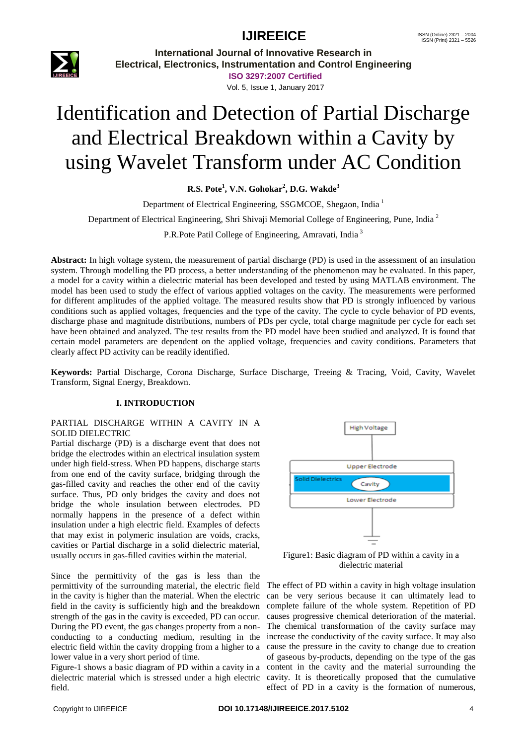# Identification and Detection of Partial Discharge and Electrical Breakdown within a Cavity by using Wavelet Transform under AC Condition

**R.S. Pote[1], V.N. Gohokar[2], D.G. Wakde[3]**

Department of Electrical Engineering, SSGMCOE, Shegaon, India [1]

Department of Electrical Engineering, Shri Shivaji Memorial College of Engineering, Pune, India [2]

P.R.Pote Patil College of Engineering, Amravati, India [3]

**Abstract:** In high voltage system, the measurement of partial discharge (PD) is used in the assessment of an insulation system. Through modelling the PD process, a better understanding of the phenomenon may be evaluated. In this paper, a model for a cavity within a dielectric material has been developed and tested by using MATLAB environment. The model has been used to study the effect of various applied voltages on the cavity. The measurements were performed for different amplitudes of the applied voltage. The measured results show that PD is strongly influenced by various conditions such as applied voltages, frequencies and the type of the cavity. The cycle to cycle behavior of PD events, discharge phase and magnitude distributions, numbers of PDs per cycle, total charge magnitude per cycle for each set have been obtained and analyzed. The test results from the PD model have been studied and analyzed. It is found that certain model parameters are dependent on the applied voltage, frequencies and cavity conditions. Parameters that clearly affect PD activity can be readily identified.

**Keywords:** Partial Discharge, Corona Discharge, Surface Discharge, Treeing & Tracing, Void, Cavity, Wavelet Transform, Signal Energy, Breakdown.

## I. INTRODUCTION

### PARTIAL DISCHARGE WITHIN A CAVITY IN A SOLID DIELECTRIC

Partial discharge (PD) is a discharge event that does not bridge the electrodes within an electrical insulation system under high field-stress. When PD happens, discharge starts from one end of the cavity surface, bridging through the gas-filled cavity and reaches the other end of the cavity surface. Thus, PD only bridges the cavity and does not bridge the whole insulation between electrodes. PD normally happens in the presence of a defect within insulation under a high electric field. Examples of defects that may exist in polymeric insulation are voids, cracks, cavities or Partial discharge in a solid dielectric material, usually occurs in gas-filled cavities within the material.

Since the permittivity of the gas is less than the permittivity of the surrounding material, the electric field in the cavity is higher than the material. When the electric field in the cavity is sufficiently high and the breakdown strength of the gas in the cavity is exceeded, PD can occur. During the PD event, the gas changes property from a non-conducting to a conducting medium, resulting in the electric field within the cavity dropping from a higher to a lower value in a very short period of time.

Figure-1 shows a basic diagram of PD within a cavity in a dielectric material which is stressed under a high electric field.

High Voltage

Upper Electrode

Solid Dielectrics

Cavity

Lower Electrode

Figure1: Basic diagram of PD within a cavity in a dielectric material

The effect of PD within a cavity in high voltage insulation can be very serious because it can ultimately lead to complete failure of the whole system. Repetition of PD causes progressive chemical deterioration of the material. The chemical transformation of the cavity surface may increase the conductivity of the cavity surface. It may also cause the pressure in the cavity to change due to creation of gaseous by-products, depending on the type of the gas content in the cavity and the material surrounding the cavity. It is theoretically proposed that the cumulative effect of PD in a cavity is the formation of numerous,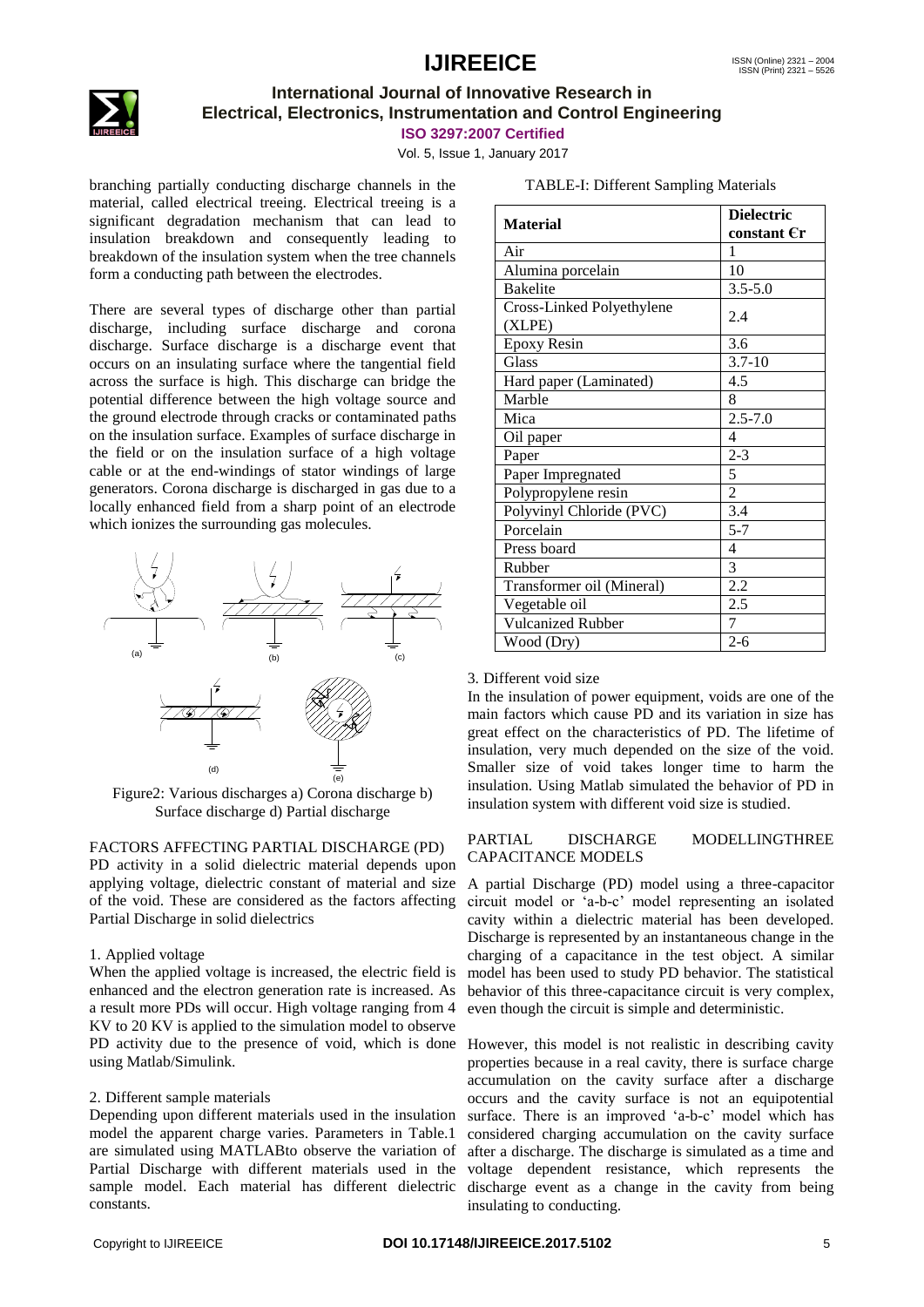branching partially conducting discharge channels in the material, called electrical treeing. Electrical treeing is a significant degradation mechanism that can lead to insulation breakdown and consequently leading to breakdown of the insulation system when the tree channels form a conducting path between the electrodes.

There are several types of discharge other than partial discharge, including surface discharge and corona discharge. Surface discharge is a discharge event that occurs on an insulating surface where the tangential field across the surface is high. This discharge can bridge the potential difference between the high voltage source and the ground electrode through cracks or contaminated paths on the insulation surface. Examples of surface discharge in the field or on the insulation surface of a high voltage cable or at the end-windings of stator windings of large generators. Corona discharge is discharged in gas due to a locally enhanced field from a sharp point of an electrode which ionizes the surrounding gas molecules.

Figure2: Various discharges a) Corona discharge b) Surface discharge d) Partial discharge

## FACTORS AFFECTING PARTIAL DISCHARGE (PD)

PD activity in a solid dielectric material depends upon applying voltage, dielectric constant of material and size of the void. These are considered as the factors affecting Partial Discharge in solid dielectrics

### 1. Applied voltage

When the applied voltage is increased, the electric field is enhanced and the electron generation rate is increased. As a result more PDs will occur. High voltage ranging from 4 KV to 20 KV is applied to the simulation model to observe PD activity due to the presence of void, which is done using Matlab/Simulink.

### 2. Different sample materials

Depending upon different materials used in the insulation model the apparent charge varies. Parameters in Table.1 are simulated using MATLABto observe the variation of Partial Discharge with different materials used in the sample model. Each material has different dielectric constants.

TABLE-I: Different Sampling Materials

| Material | Dielectric constant Єr |
|---|---|
| Air | 1 |
| Alumina porcelain | 10 |
| Bakelite | 3.5-5.0 |
| Cross-Linked Polyethylene (XLPE) | 2.4 |
| Epoxy Resin | 3.6 |
| Glass | 3.7-10 |
| Hard paper (Laminated) | 4.5 |
| Marble | 8 |
| Mica | 2.5-7.0 |
| Oil paper | 4 |
| Paper | 2-3 |
| Paper Impregnated | 5 |
| Polypropylene resin | 2 |
| Polyvinyl Chloride (PVC) | 3.4 |
| Porcelain | 5-7 |
| Press board | 4 |
| Rubber | 3 |
| Transformer oil (Mineral) | 2.2 |
| Vegetable oil | 2.5 |
| Vulcanized Rubber | 7 |
| Wood (Dry) | 2-6 |

### 3. Different void size

In the insulation of power equipment, voids are one of the main factors which cause PD and its variation in size has great effect on the characteristics of PD. The lifetime of insulation, very much depended on the size of the void. Smaller size of void takes longer time to harm the insulation. Using Matlab simulated the behavior of PD in insulation system with different void size is studied.

## PARTIAL DISCHARGE MODELLINGTHREE CAPACITANCE MODELS

A partial Discharge (PD) model using a three-capacitor circuit model or 'a-b-c' model representing an isolated cavity within a dielectric material has been developed. Discharge is represented by an instantaneous change in the charging of a capacitance in the test object. A similar model has been used to study PD behavior. The statistical behavior of this three-capacitance circuit is very complex, even though the circuit is simple and deterministic.

However, this model is not realistic in describing cavity properties because in a real cavity, there is surface charge accumulation on the cavity surface after a discharge occurs and the cavity surface is not an equipotential surface. There is an improved 'a-b-c' model which has considered charging accumulation on the cavity surface after a discharge. The discharge is simulated as a time and voltage dependent resistance, which represents the discharge event as a change in the cavity from being insulating to conducting.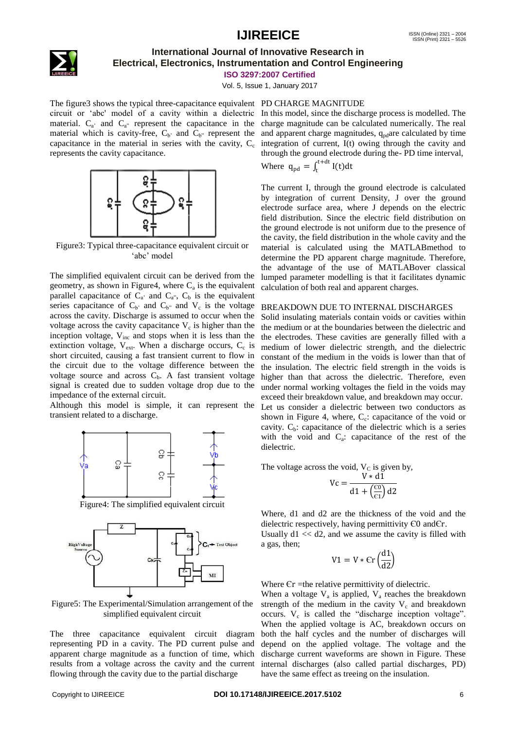The figure3 shows the typical three-capacitance equivalent circuit or 'abc' model of a cavity within a dielectric material. $C_{a'}$ and $C_{a''}$ represent the capacitance in the material which is cavity-free, $C_{b'}$ and $C_{b''}$ represent the capacitance in the material in series with the cavity, $C_c$ represents the cavity capacitance.

Figure3: Typical three-capacitance equivalent circuit or 'abc' model

The simplified equivalent circuit can be derived from the geometry, as shown in Figure4, where $C_a$ is the equivalent parallel capacitance of $C_{a'}$ and $C_{a''}$, $C_b$ is the equivalent series capacitance of $C_{b'}$ and $C_{b''}$ and $V_c$ is the voltage across the cavity. Discharge is assumed to occur when the voltage across the cavity capacitance $V_c$ is higher than the inception voltage, $V_{inc}$ and stops when it is less than the extinction voltage, $V_{ext}$. When a discharge occurs, $C_c$ is short circuited, causing a fast transient current to flow in the circuit due to the voltage difference between the voltage source and across $C_b$. A fast transient voltage signal is created due to sudden voltage drop due to the impedance of the external circuit.

Although this model is simple, it can represent the transient related to a discharge.

Figure4: The simplified equivalent circuit

Figure5: The Experimental/Simulation arrangement of the simplified equivalent circuit

The three capacitance equivalent circuit diagram representing PD in a cavity. The PD current pulse and apparent charge magnitude as a function of time, which results from a voltage across the cavity and the current flowing through the cavity due to the partial discharge

PD CHARGE MAGNITUDE

In this model, since the discharge process is modelled. The charge magnitude can be calculated numerically. The real and apparent charge magnitudes, $q_{pd}$are calculated by time integration of current, I(t) owing through the cavity and through the ground electrode during the- PD time interval,

Where $q_{pd} = \int_{t}^{t+dt} I(t)dt$

The current I, through the ground electrode is calculated by integration of current Density, J over the ground electrode surface area, where J depends on the electric field distribution. Since the electric field distribution on the ground electrode is not uniform due to the presence of the cavity, the field distribution in the whole cavity and the material is calculated using the MATLABmethod to determine the PD apparent charge magnitude. Therefore, the advantage of the use of MATLABover classical lumped parameter modelling is that it facilitates dynamic calculation of both real and apparent charges.

BREAKDOWN DUE TO INTERNAL DISCHARGES

Solid insulating materials contain voids or cavities within the medium or at the boundaries between the dielectric and the electrodes. These cavities are generally filled with a medium of lower dielectric strength, and the dielectric constant of the medium in the voids is lower than that of the insulation. The electric field strength in the voids is higher than that across the dielectric. Therefore, even under normal working voltages the field in the voids may exceed their breakdown value, and breakdown may occur.

Let us consider a dielectric between two conductors as shown in Figure 4, where, $C_c$: capacitance of the void or cavity. $C_b$: capacitance of the dielectric which is a series with the void and $C_a$: capacitance of the rest of the dielectric.

The voltage across the void, $V_C$ is given by,

$$Vc = \frac{V * d1}{d1 + \left(\frac{\epsilon 0}{\epsilon 1}\right) d2}$$

Where, d1 and d2 are the thickness of the void and the dielectric respectively, having permittivity $\epsilon 0$ and$\epsilon r$.

Usually d1 << d2, and we assume the cavity is filled with a gas, then;

$$V1 = V * \epsilon r \left(\frac{d1}{d2}\right)$$

Where $\epsilon r$ =the relative permittivity of dielectric.

When a voltage $V_a$ is applied, $V_a$ reaches the breakdown strength of the medium in the cavity $V_c$ and breakdown occurs. $V_c$ is called the "discharge inception voltage". When the applied voltage is AC, breakdown occurs on both the half cycles and the number of discharges will depend on the applied voltage. The voltage and the discharge current waveforms are shown in Figure. These internal discharges (also called partial discharges, PD) have the same effect as treeing on the insulation.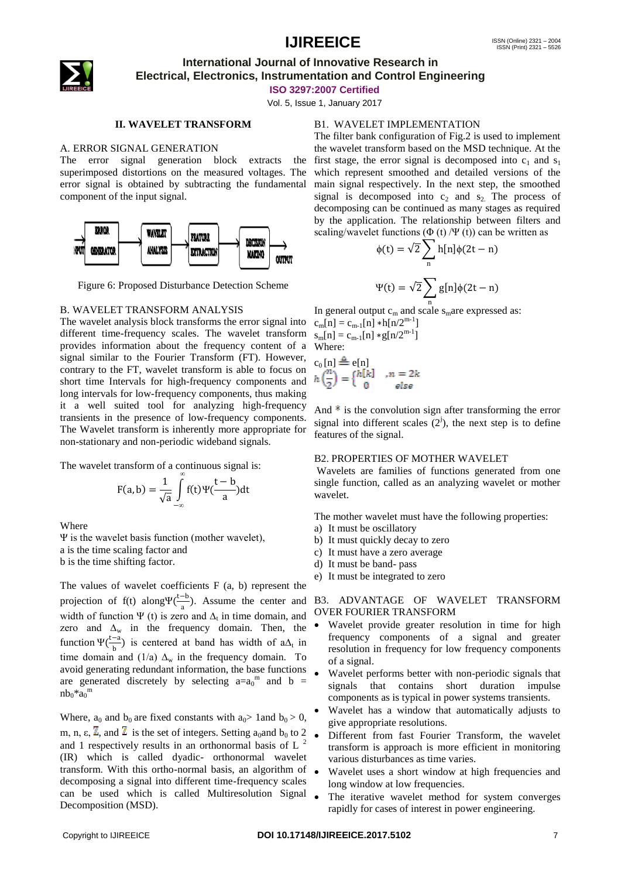## II. WAVELET TRANSFORM

### A. ERROR SIGNAL GENERATION

The error signal generation block extracts the superimposed distortions on the measured voltages. The error signal is obtained by subtracting the fundamental component of the input signal.

INPUT → ERROR GENERATOR → WAVELET ANALYSIS → FEATURE EXTRACTION → DECISION MAKING → OUTPUT

Figure 6: Proposed Disturbance Detection Scheme

### B. WAVELET TRANSFORM ANALYSIS

The wavelet analysis block transforms the error signal into different time-frequency scales. The wavelet transform provides information about the frequency content of a signal similar to the Fourier Transform (FT). However, contrary to the FT, wavelet transform is able to focus on short time Intervals for high-frequency components and long intervals for low-frequency components, thus making it a well suited tool for analyzing high-frequency transients in the presence of low-frequency components. The Wavelet transform is inherently more appropriate for non-stationary and non-periodic wideband signals.

The wavelet transform of a continuous signal is:

$$F(a,b) = \frac{1}{\sqrt{a}} \int_{-\infty}^{\infty} f(t)\Psi\left(\frac{t-b}{a}\right)dt$$

Where

Ψ is the wavelet basis function (mother wavelet),
a is the time scaling factor and
b is the time shifting factor.

The values of wavelet coefficients F (a, b) represent the projection of f(t) along $\Psi(\frac{t-b}{a})$. Assume the center and width of function Ψ (t) is zero and $\Delta_t$ in time domain, and zero and $\Delta_w$ in the frequency domain. Then, the function $\Psi(\frac{t-a}{b})$ is centered at band has width of $a\Delta_t$ in time domain and $(1/a)\ \Delta_w$ in the frequency domain. To avoid generating redundant information, the base functions are generated discretely by selecting $a=a_0^m$ and $b = nb_0{*}a_0^m$

Where, $a_0$ and $b_0$ are fixed constants with $a_0 > 1$and $b_0 > 0$, m, n, ε, $\mathbb{Z}$, and $\mathbb{Z}$ is the set of integers. Setting $a_0$and $b_0$ to 2 and 1 respectively results in an orthonormal basis of $L^2$ (IR) which is called dyadic- orthonormal wavelet transform. With this ortho-normal basis, an algorithm of decomposing a signal into different time-frequency scales can be used which is called Multiresolution Signal Decomposition (MSD).

### B1. WAVELET IMPLEMENTATION

The filter bank configuration of Fig.2 is used to implement the wavelet transform based on the MSD technique. At the first stage, the error signal is decomposed into $c_1$ and $s_1$ which represent smoothed and detailed versions of the main signal respectively. In the next step, the smoothed signal is decomposed into $c_2$ and $s_2$. The process of decomposing can be continued as many stages as required by the application. The relationship between filters and scaling/wavelet functions (Φ (t) /Ψ (t)) can be written as

$$\phi(t) = \sqrt{2}\sum_{n} h[n]\phi(2t-n)$$

$$\Psi(t) = \sqrt{2}\sum_{n} g[n]\phi(2t-n)$$

In general output $c_m$ and scale $s_m$are expressed as:

$c_m[n] = c_{m-1}[n] * h[n/2^{m-1}]$
$s_m[n] = c_{m-1}[n] * g[n/2^{m-1}]$
Where:

$c_0[n] \triangleq e[n]$

$$h\left(\frac{n}{2}\right) = \begin{cases} h[k] & ,n = 2k \\ 0 & else \end{cases}$$

And * is the convolution sign after transforming the error signal into different scales $(2^j)$, the next step is to define features of the signal.

### B2. PROPERTIES OF MOTHER WAVELET

Wavelets are families of functions generated from one single function, called as an analyzing wavelet or mother wavelet.

The mother wavelet must have the following properties:

a) It must be oscillatory
b) It must quickly decay to zero
c) It must have a zero average
d) It must be band- pass
e) It must be integrated to zero

### B3. ADVANTAGE OF WAVELET TRANSFORM OVER FOURIER TRANSFORM

- Wavelet provide greater resolution in time for high frequency components of a signal and greater resolution in frequency for low frequency components of a signal.
- Wavelet performs better with non-periodic signals that signals that contains short duration impulse components as is typical in power systems transients.
- Wavelet has a window that automatically adjusts to give appropriate resolutions.
- Different from fast Fourier Transform, the wavelet transform is approach is more efficient in monitoring various disturbances as time varies.
- Wavelet uses a short window at high frequencies and long window at low frequencies.
- The iterative wavelet method for system converges rapidly for cases of interest in power engineering.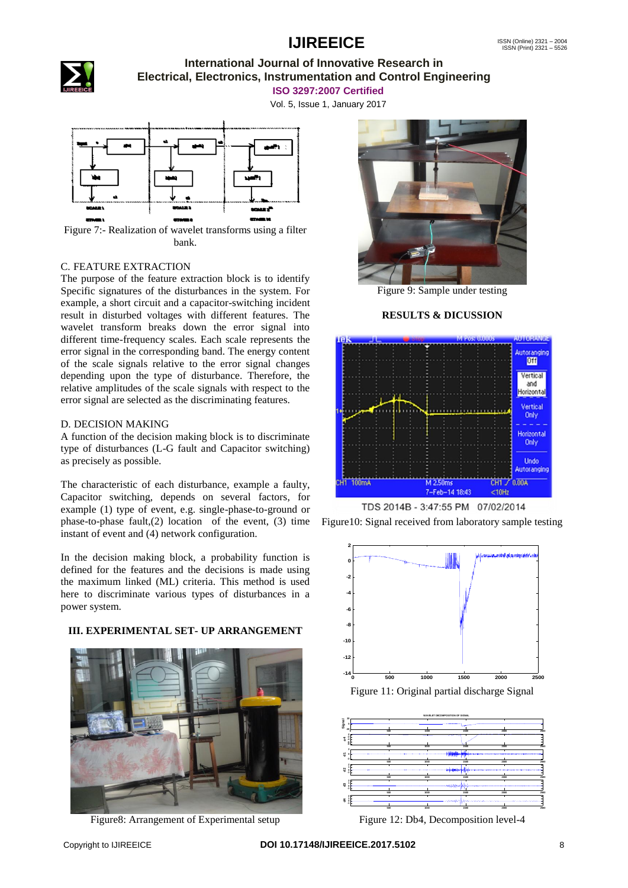Figure 7:- Realization of wavelet transforms using a filter bank.

C. FEATURE EXTRACTION

The purpose of the feature extraction block is to identify Specific signatures of the disturbances in the system. For example, a short circuit and a capacitor-switching incident result in disturbed voltages with different features. The wavelet transform breaks down the error signal into different time-frequency scales. Each scale represents the error signal in the corresponding band. The energy content of the scale signals relative to the error signal changes depending upon the type of disturbance. Therefore, the relative amplitudes of the scale signals with respect to the error signal are selected as the discriminating features.

D. DECISION MAKING

A function of the decision making block is to discriminate type of disturbances (L-G fault and Capacitor switching) as precisely as possible.

The characteristic of each disturbance, example a faulty, Capacitor switching, depends on several factors, for example (1) type of event, e.g. single-phase-to-ground or phase-to-phase fault,(2) location of the event, (3) time instant of event and (4) network configuration.

In the decision making block, a probability function is defined for the features and the decisions is made using the maximum linked (ML) criteria. This method is used here to discriminate various types of disturbances in a power system.

## III. EXPERIMENTAL SET- UP ARRANGEMENT

Figure8: Arrangement of Experimental setup

Figure 9: Sample under testing

## RESULTS & DICUSSION

Figure10: Signal received from laboratory sample testing

Figure 11: Original partial discharge Signal

Figure 12: Db4, Decomposition level-4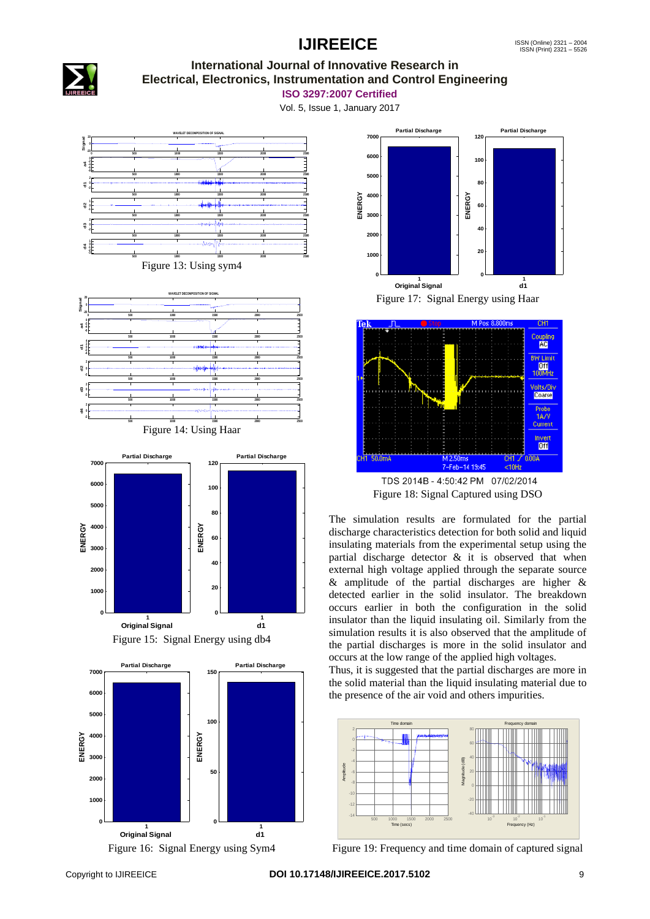Figure 13: Using sym4

Figure 14: Using Haar

Figure 15: Signal Energy using db4

Figure 16: Signal Energy using Sym4

Figure 17: Signal Energy using Haar

TDS 2014B - 4:50:42 PM 07/02/2014

Figure 18: Signal Captured using DSO

The simulation results are formulated for the partial discharge characteristics detection for both solid and liquid insulating materials from the experimental setup using the partial discharge detector & it is observed that when external high voltage applied through the separate source & amplitude of the partial discharges are higher & detected earlier in the solid insulator. The breakdown occurs earlier in both the configuration in the solid insulator than the liquid insulating oil. Similarly from the simulation results it is also observed that the amplitude of the partial discharges is more in the solid insulator and occurs at the low range of the applied high voltages.

Thus, it is suggested that the partial discharges are more in the solid material than the liquid insulating material due to the presence of the air void and others impurities.

Figure 19: Frequency and time domain of captured signal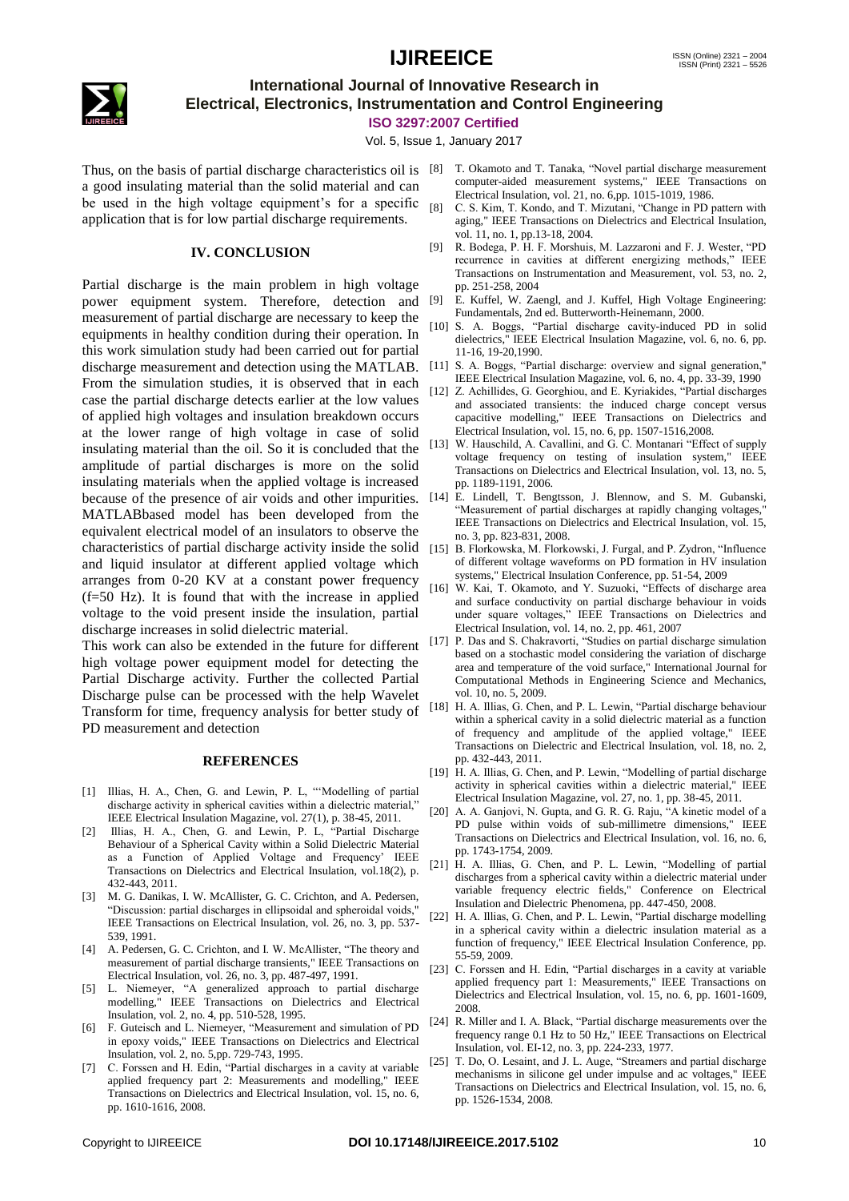Thus, on the basis of partial discharge characteristics oil is a good insulating material than the solid material and can be used in the high voltage equipment's for a specific application that is for low partial discharge requirements.

## IV. CONCLUSION

Partial discharge is the main problem in high voltage power equipment system. Therefore, detection and measurement of partial discharge are necessary to keep the equipments in healthy condition during their operation. In this work simulation study had been carried out for partial discharge measurement and detection using the MATLAB. From the simulation studies, it is observed that in each case the partial discharge detects earlier at the low values of applied high voltages and insulation breakdown occurs at the lower range of high voltage in case of solid insulating material than the oil. So it is concluded that the amplitude of partial discharges is more on the solid insulating materials when the applied voltage is increased because of the presence of air voids and other impurities. MATLABbased model has been developed from the equivalent electrical model of an insulators to observe the characteristics of partial discharge activity inside the solid and liquid insulator at different applied voltage which arranges from 0-20 KV at a constant power frequency (f=50 Hz). It is found that with the increase in applied voltage to the void present inside the insulation, partial discharge increases in solid dielectric material.

This work can also be extended in the future for different high voltage power equipment model for detecting the Partial Discharge activity. Further the collected Partial Discharge pulse can be processed with the help Wavelet Transform for time, frequency analysis for better study of PD measurement and detection

## REFERENCES

[1] Illias, H. A., Chen, G. and Lewin, P. L, "'Modelling of partial discharge activity in spherical cavities within a dielectric material," IEEE Electrical Insulation Magazine, vol. 27(1), p. 38-45, 2011.

[2] Illias, H. A., Chen, G. and Lewin, P. L, "Partial Discharge Behaviour of a Spherical Cavity within a Solid Dielectric Material as a Function of Applied Voltage and Frequency' IEEE Transactions on Dielectrics and Electrical Insulation, vol.18(2), p. 432-443, 2011.

[3] M. G. Danikas, I. W. McAllister, G. C. Crichton, and A. Pedersen, "Discussion: partial discharges in ellipsoidal and spheroidal voids," IEEE Transactions on Electrical Insulation, vol. 26, no. 3, pp. 537-539, 1991.

[4] A. Pedersen, G. C. Crichton, and I. W. McAllister, "The theory and measurement of partial discharge transients," IEEE Transactions on Electrical Insulation, vol. 26, no. 3, pp. 487-497, 1991.

[5] L. Niemeyer, "A generalized approach to partial discharge modelling," IEEE Transactions on Dielectrics and Electrical Insulation, vol. 2, no. 4, pp. 510-528, 1995.

[6] F. Guteisch and L. Niemeyer, "Measurement and simulation of PD in epoxy voids," IEEE Transactions on Dielectrics and Electrical Insulation, vol. 2, no. 5,pp. 729-743, 1995.

[7] C. Forssen and H. Edin, "Partial discharges in a cavity at variable applied frequency part 2: Measurements and modelling," IEEE Transactions on Dielectrics and Electrical Insulation, vol. 15, no. 6, pp. 1610-1616, 2008.

[8] T. Okamoto and T. Tanaka, "Novel partial discharge measurement computer-aided measurement systems," IEEE Transactions on Electrical Insulation, vol. 21, no. 6,pp. 1015-1019, 1986.

[8] C. S. Kim, T. Kondo, and T. Mizutani, "Change in PD pattern with aging," IEEE Transactions on Dielectrics and Electrical Insulation, vol. 11, no. 1, pp.13-18, 2004.

[9] R. Bodega, P. H. F. Morshuis, M. Lazzaroni and F. J. Wester, "PD recurrence in cavities at different energizing methods," IEEE Transactions on Instrumentation and Measurement, vol. 53, no. 2, pp. 251-258, 2004

[9] E. Kuffel, W. Zaengl, and J. Kuffel, High Voltage Engineering: Fundamentals, 2nd ed. Butterworth-Heinemann, 2000.

[10] S. A. Boggs, "Partial discharge cavity-induced PD in solid dielectrics," IEEE Electrical Insulation Magazine, vol. 6, no. 6, pp. 11-16, 19-20,1990.

[11] S. A. Boggs, "Partial discharge: overview and signal generation," IEEE Electrical Insulation Magazine, vol. 6, no. 4, pp. 33-39, 1990

[12] Z. Achillides, G. Georghiou, and E. Kyriakides, "Partial discharges and associated transients: the induced charge concept versus capacitive modelling," IEEE Transactions on Dielectrics and Electrical Insulation, vol. 15, no. 6, pp. 1507-1516,2008.

[13] W. Hauschild, A. Cavallini, and G. C. Montanari "Effect of supply voltage frequency on testing of insulation system," IEEE Transactions on Dielectrics and Electrical Insulation, vol. 13, no. 5, pp. 1189-1191, 2006.

[14] E. Lindell, T. Bengtsson, J. Blennow, and S. M. Gubanski, "Measurement of partial discharges at rapidly changing voltages," IEEE Transactions on Dielectrics and Electrical Insulation, vol. 15, no. 3, pp. 823-831, 2008.

[15] B. Florkowska, M. Florkowski, J. Furgal, and P. Zydron, "Influence of different voltage waveforms on PD formation in HV insulation systems," Electrical Insulation Conference, pp. 51-54, 2009

[16] W. Kai, T. Okamoto, and Y. Suzuoki, "Effects of discharge area and surface conductivity on partial discharge behaviour in voids under square voltages," IEEE Transactions on Dielectrics and Electrical Insulation, vol. 14, no. 2, pp. 461, 2007

[17] P. Das and S. Chakravorti, "Studies on partial discharge simulation based on a stochastic model considering the variation of discharge area and temperature of the void surface," International Journal for Computational Methods in Engineering Science and Mechanics, vol. 10, no. 5, 2009.

[18] H. A. Illias, G. Chen, and P. L. Lewin, "Partial discharge behaviour within a spherical cavity in a solid dielectric material as a function of frequency and amplitude of the applied voltage," IEEE Transactions on Dielectric and Electrical Insulation, vol. 18, no. 2, pp. 432-443, 2011.

[19] H. A. Illias, G. Chen, and P. Lewin, "Modelling of partial discharge activity in spherical cavities within a dielectric material," IEEE Electrical Insulation Magazine, vol. 27, no. 1, pp. 38-45, 2011.

[20] A. A. Ganjovi, N. Gupta, and G. R. G. Raju, "A kinetic model of a PD pulse within voids of sub-millimetre dimensions," IEEE Transactions on Dielectrics and Electrical Insulation, vol. 16, no. 6, pp. 1743-1754, 2009.

[21] H. A. Illias, G. Chen, and P. L. Lewin, "Modelling of partial discharges from a spherical cavity within a dielectric material under variable frequency electric fields," Conference on Electrical Insulation and Dielectric Phenomena, pp. 447-450, 2008.

[22] H. A. Illias, G. Chen, and P. L. Lewin, "Partial discharge modelling in a spherical cavity within a dielectric insulation material as a function of frequency," IEEE Electrical Insulation Conference, pp. 55-59, 2009.

[23] C. Forssen and H. Edin, "Partial discharges in a cavity at variable applied frequency part 1: Measurements," IEEE Transactions on Dielectrics and Electrical Insulation, vol. 15, no. 6, pp. 1601-1609, 2008.

[24] R. Miller and I. A. Black, "Partial discharge measurements over the frequency range 0.1 Hz to 50 Hz," IEEE Transactions on Electrical Insulation, vol. EI-12, no. 3, pp. 224-233, 1977.

[25] T. Do, O. Lesaint, and J. L. Auge, "Streamers and partial discharge mechanisms in silicone gel under impulse and ac voltages," IEEE Transactions on Dielectrics and Electrical Insulation, vol. 15, no. 6, pp. 1526-1534, 2008.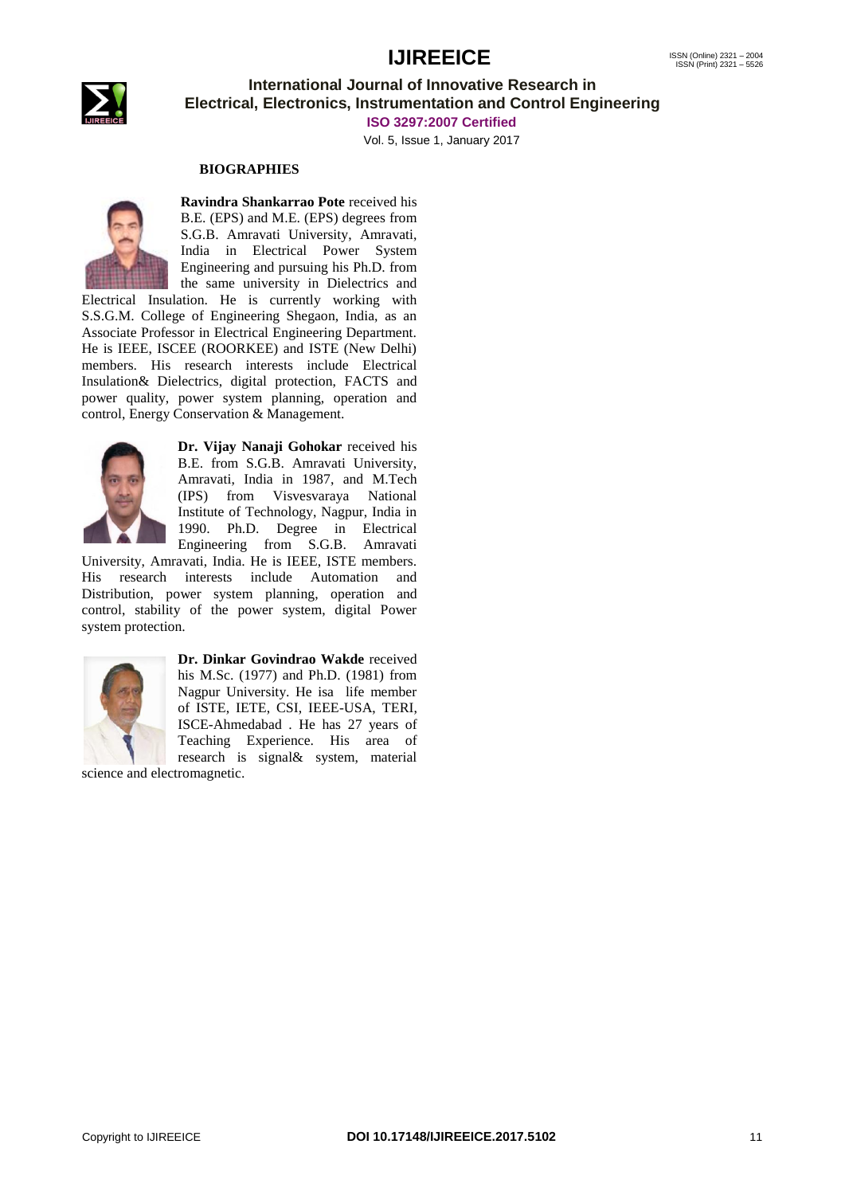## BIOGRAPHIES

**Ravindra Shankarrao Pote** received his B.E. (EPS) and M.E. (EPS) degrees from S.G.B. Amravati University, Amravati, India in Electrical Power System Engineering and pursuing his Ph.D. from the same university in Dielectrics and Electrical Insulation. He is currently working with S.S.G.M. College of Engineering Shegaon, India, as an Associate Professor in Electrical Engineering Department. He is IEEE, ISCEE (ROORKEE) and ISTE (New Delhi) members. His research interests include Electrical Insulation& Dielectrics, digital protection, FACTS and power quality, power system planning, operation and control, Energy Conservation & Management.

**Dr. Vijay Nanaji Gohokar** received his B.E. from S.G.B. Amravati University, Amravati, India in 1987, and M.Tech (IPS) from Visvesvaraya National Institute of Technology, Nagpur, India in 1990. Ph.D. Degree in Electrical Engineering from S.G.B. Amravati University, Amravati, India. He is IEEE, ISTE members. His research interests include Automation and Distribution, power system planning, operation and control, stability of the power system, digital Power system protection.

**Dr. Dinkar Govindrao Wakde** received his M.Sc. (1977) and Ph.D. (1981) from Nagpur University. He isa life member of ISTE, IETE, CSI, IEEE-USA, TERI, ISCE-Ahmedabad . He has 27 years of Teaching Experience. His area of research is signal& system, material science and electromagnetic.